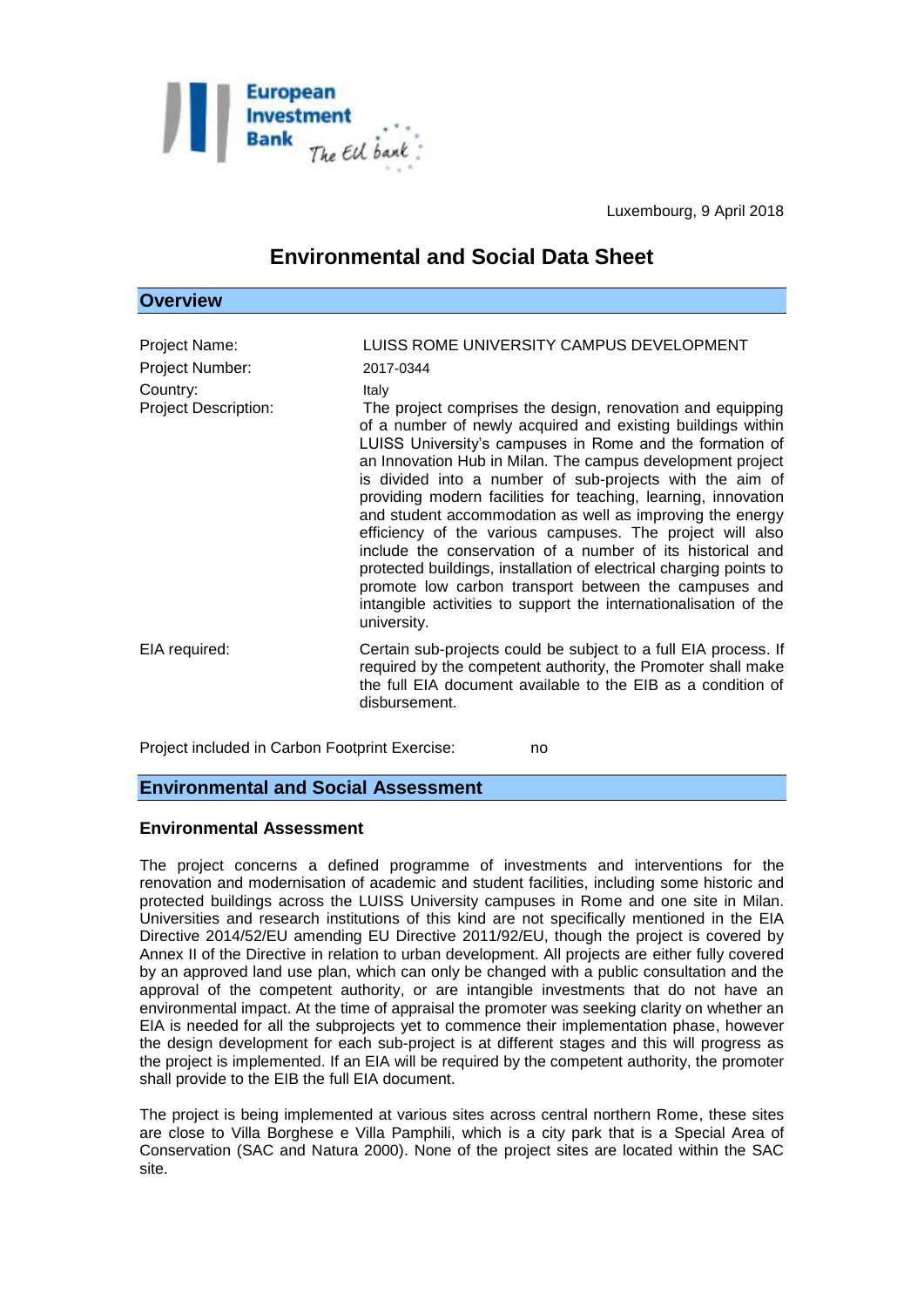Luxembourg, 9 April 2018

# Environmental and Social Data Sheet

## Overview

| | |
|---|---|
| Project Name: | LUISS ROME UNIVERSITY CAMPUS DEVELOPMENT |
| Project Number: | 2017-0344 |
| Country: | Italy |
| Project Description: | The project comprises the design, renovation and equipping of a number of newly acquired and existing buildings within LUISS University's campuses in Rome and the formation of an Innovation Hub in Milan. The campus development project is divided into a number of sub-projects with the aim of providing modern facilities for teaching, learning, innovation and student accommodation as well as improving the energy efficiency of the various campuses. The project will also include the conservation of a number of its historical and protected buildings, installation of electrical charging points to promote low carbon transport between the campuses and intangible activities to support the internationalisation of the university. |
| EIA required: | Certain sub-projects could be subject to a full EIA process. If required by the competent authority, the Promoter shall make the full EIA document available to the EIB as a condition of disbursement. |

Project included in Carbon Footprint Exercise: no

## Environmental and Social Assessment

### Environmental Assessment

The project concerns a defined programme of investments and interventions for the renovation and modernisation of academic and student facilities, including some historic and protected buildings across the LUISS University campuses in Rome and one site in Milan. Universities and research institutions of this kind are not specifically mentioned in the EIA Directive 2014/52/EU amending EU Directive 2011/92/EU, though the project is covered by Annex II of the Directive in relation to urban development. All projects are either fully covered by an approved land use plan, which can only be changed with a public consultation and the approval of the competent authority, or are intangible investments that do not have an environmental impact. At the time of appraisal the promoter was seeking clarity on whether an EIA is needed for all the subprojects yet to commence their implementation phase, however the design development for each sub-project is at different stages and this will progress as the project is implemented. If an EIA will be required by the competent authority, the promoter shall provide to the EIB the full EIA document.

The project is being implemented at various sites across central northern Rome, these sites are close to Villa Borghese e Villa Pamphili, which is a city park that is a Special Area of Conservation (SAC and Natura 2000). None of the project sites are located within the SAC site.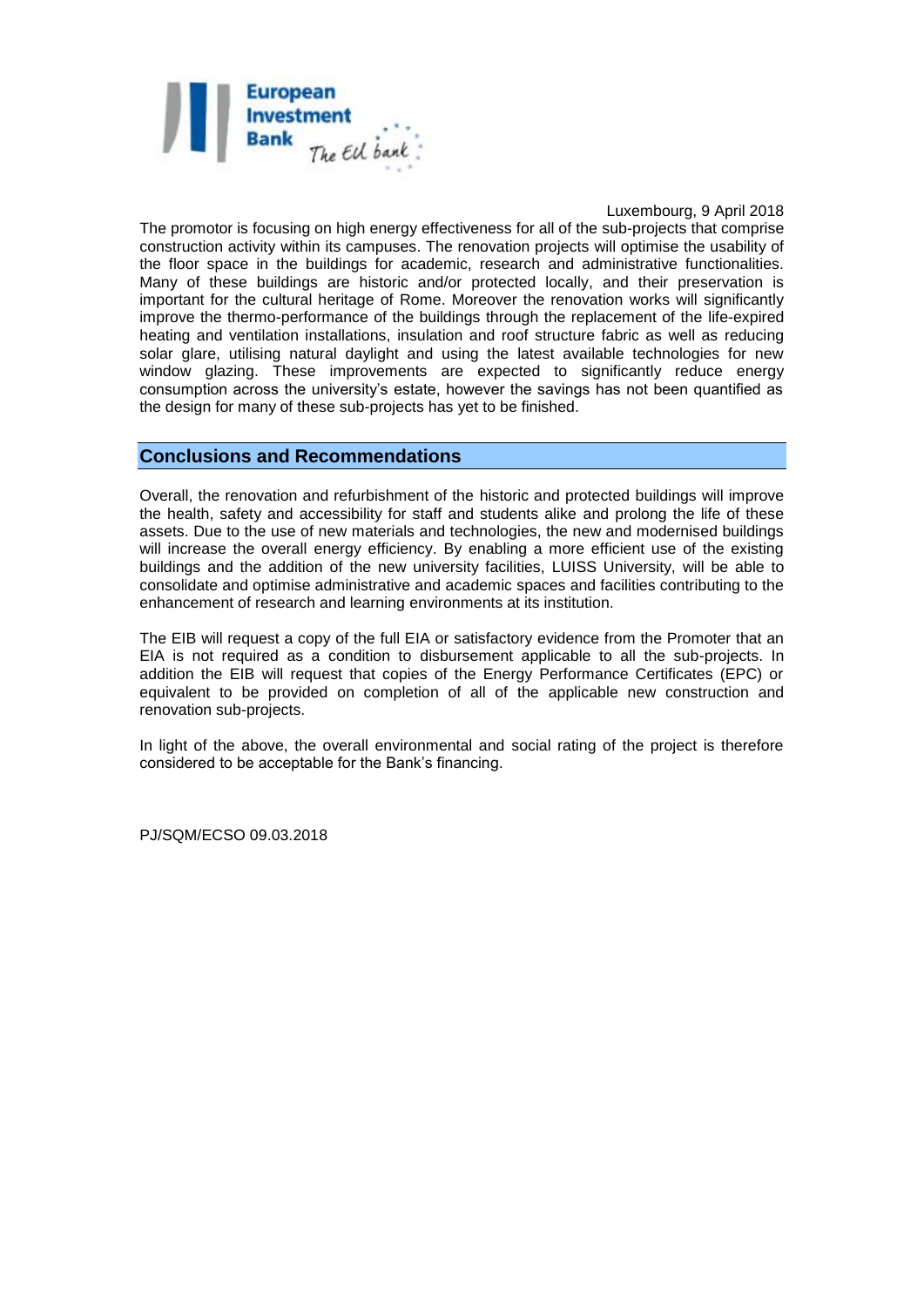Luxembourg, 9 April 2018

The promotor is focusing on high energy effectiveness for all of the sub-projects that comprise construction activity within its campuses. The renovation projects will optimise the usability of the floor space in the buildings for academic, research and administrative functionalities. Many of these buildings are historic and/or protected locally, and their preservation is important for the cultural heritage of Rome. Moreover the renovation works will significantly improve the thermo-performance of the buildings through the replacement of the life-expired heating and ventilation installations, insulation and roof structure fabric as well as reducing solar glare, utilising natural daylight and using the latest available technologies for new window glazing. These improvements are expected to significantly reduce energy consumption across the university's estate, however the savings has not been quantified as the design for many of these sub-projects has yet to be finished.

## Conclusions and Recommendations

Overall, the renovation and refurbishment of the historic and protected buildings will improve the health, safety and accessibility for staff and students alike and prolong the life of these assets. Due to the use of new materials and technologies, the new and modernised buildings will increase the overall energy efficiency. By enabling a more efficient use of the existing buildings and the addition of the new university facilities, LUISS University, will be able to consolidate and optimise administrative and academic spaces and facilities contributing to the enhancement of research and learning environments at its institution.

The EIB will request a copy of the full EIA or satisfactory evidence from the Promoter that an EIA is not required as a condition to disbursement applicable to all the sub-projects. In addition the EIB will request that copies of the Energy Performance Certificates (EPC) or equivalent to be provided on completion of all of the applicable new construction and renovation sub-projects.

In light of the above, the overall environmental and social rating of the project is therefore considered to be acceptable for the Bank's financing.

PJ/SQM/ECSO 09.03.2018